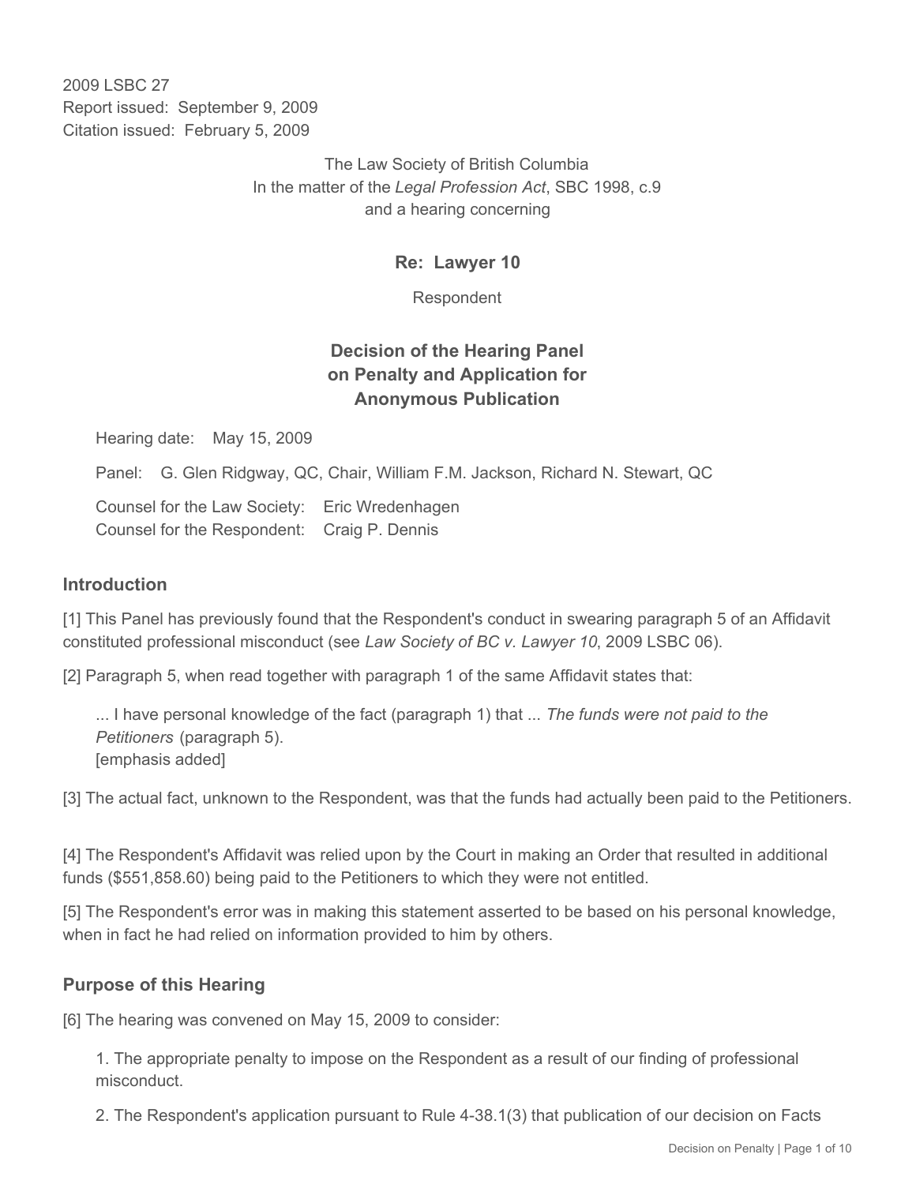2009 LSBC 27
Report issued: September 9, 2009
Citation issued: February 5, 2009

The Law Society of British Columbia
In the matter of the *Legal Profession Act*, SBC 1998, c.9
and a hearing concerning

**Re: Lawyer 10**

Respondent

## Decision of the Hearing Panel on Penalty and Application for Anonymous Publication

Hearing date: May 15, 2009

Panel: G. Glen Ridgway, QC, Chair, William F.M. Jackson, Richard N. Stewart, QC

Counsel for the Law Society: Eric Wredenhagen
Counsel for the Respondent: Craig P. Dennis

### Introduction

[1] This Panel has previously found that the Respondent's conduct in swearing paragraph 5 of an Affidavit constituted professional misconduct (see *Law Society of BC v. Lawyer 10*, 2009 LSBC 06).

[2] Paragraph 5, when read together with paragraph 1 of the same Affidavit states that:

> ... I have personal knowledge of the fact (paragraph 1) that ... *The funds were not paid to the Petitioners* (paragraph 5).
> [emphasis added]

[3] The actual fact, unknown to the Respondent, was that the funds had actually been paid to the Petitioners.

[4] The Respondent's Affidavit was relied upon by the Court in making an Order that resulted in additional funds ($551,858.60) being paid to the Petitioners to which they were not entitled.

[5] The Respondent's error was in making this statement asserted to be based on his personal knowledge, when in fact he had relied on information provided to him by others.

### Purpose of this Hearing

[6] The hearing was convened on May 15, 2009 to consider:

1. The appropriate penalty to impose on the Respondent as a result of our finding of professional misconduct.

2. The Respondent's application pursuant to Rule 4-38.1(3) that publication of our decision on Facts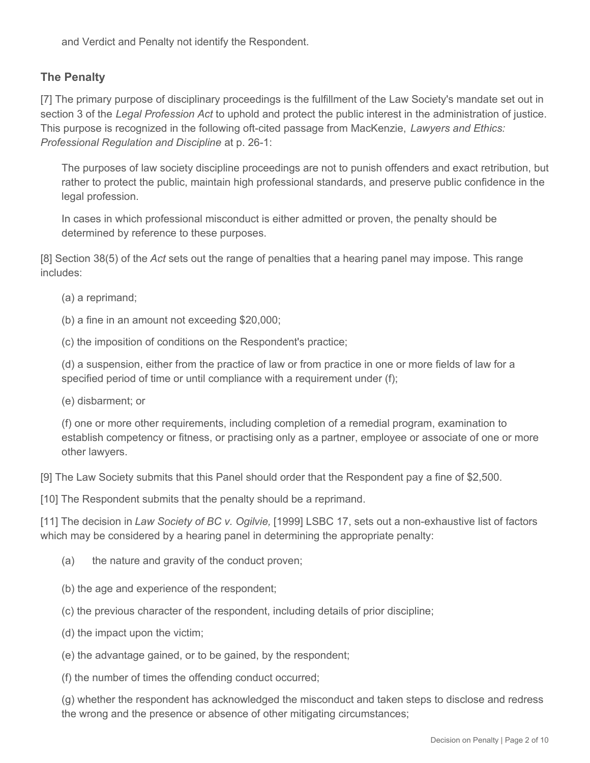and Verdict and Penalty not identify the Respondent.

### The Penalty

[7] The primary purpose of disciplinary proceedings is the fulfillment of the Law Society's mandate set out in section 3 of the *Legal Profession Act* to uphold and protect the public interest in the administration of justice. This purpose is recognized in the following oft-cited passage from MacKenzie, *Lawyers and Ethics: Professional Regulation and Discipline* at p. 26-1:

> The purposes of law society discipline proceedings are not to punish offenders and exact retribution, but rather to protect the public, maintain high professional standards, and preserve public confidence in the legal profession.
>
> In cases in which professional misconduct is either admitted or proven, the penalty should be determined by reference to these purposes.

[8] Section 38(5) of the *Act* sets out the range of penalties that a hearing panel may impose. This range includes:

> (a) a reprimand;
>
> (b) a fine in an amount not exceeding $20,000;
>
> (c) the imposition of conditions on the Respondent's practice;
>
> (d) a suspension, either from the practice of law or from practice in one or more fields of law for a specified period of time or until compliance with a requirement under (f);
>
> (e) disbarment; or
>
> (f) one or more other requirements, including completion of a remedial program, examination to establish competency or fitness, or practising only as a partner, employee or associate of one or more other lawyers.

[9] The Law Society submits that this Panel should order that the Respondent pay a fine of $2,500.

[10] The Respondent submits that the penalty should be a reprimand.

[11] The decision in *Law Society of BC v. Ogilvie,* [1999] LSBC 17, sets out a non-exhaustive list of factors which may be considered by a hearing panel in determining the appropriate penalty:

> (a) the nature and gravity of the conduct proven;
>
> (b) the age and experience of the respondent;
>
> (c) the previous character of the respondent, including details of prior discipline;
>
> (d) the impact upon the victim;
>
> (e) the advantage gained, or to be gained, by the respondent;
>
> (f) the number of times the offending conduct occurred;
>
> (g) whether the respondent has acknowledged the misconduct and taken steps to disclose and redress the wrong and the presence or absence of other mitigating circumstances;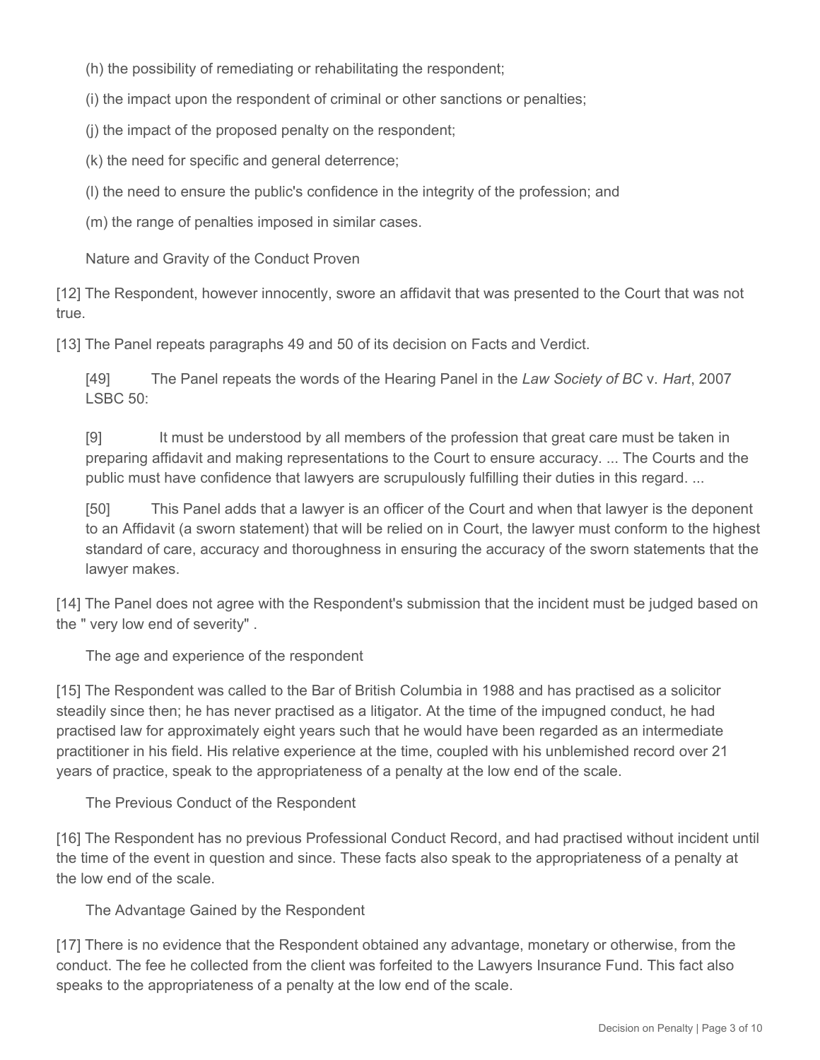(h) the possibility of remediating or rehabilitating the respondent;

(i) the impact upon the respondent of criminal or other sanctions or penalties;

(j) the impact of the proposed penalty on the respondent;

(k) the need for specific and general deterrence;

(l) the need to ensure the public's confidence in the integrity of the profession; and

(m) the range of penalties imposed in similar cases.

### Nature and Gravity of the Conduct Proven

[12] The Respondent, however innocently, swore an affidavit that was presented to the Court that was not true.

[13] The Panel repeats paragraphs 49 and 50 of its decision on Facts and Verdict.

> [49] The Panel repeats the words of the Hearing Panel in the *Law Society of BC* v. *Hart*, 2007 LSBC 50:
>
> [9] It must be understood by all members of the profession that great care must be taken in preparing affidavit and making representations to the Court to ensure accuracy. ... The Courts and the public must have confidence that lawyers are scrupulously fulfilling their duties in this regard. ...
>
> [50] This Panel adds that a lawyer is an officer of the Court and when that lawyer is the deponent to an Affidavit (a sworn statement) that will be relied on in Court, the lawyer must conform to the highest standard of care, accuracy and thoroughness in ensuring the accuracy of the sworn statements that the lawyer makes.

[14] The Panel does not agree with the Respondent's submission that the incident must be judged based on the " very low end of severity" .

### The age and experience of the respondent

[15] The Respondent was called to the Bar of British Columbia in 1988 and has practised as a solicitor steadily since then; he has never practised as a litigator. At the time of the impugned conduct, he had practised law for approximately eight years such that he would have been regarded as an intermediate practitioner in his field. His relative experience at the time, coupled with his unblemished record over 21 years of practice, speak to the appropriateness of a penalty at the low end of the scale.

### The Previous Conduct of the Respondent

[16] The Respondent has no previous Professional Conduct Record, and had practised without incident until the time of the event in question and since. These facts also speak to the appropriateness of a penalty at the low end of the scale.

### The Advantage Gained by the Respondent

[17] There is no evidence that the Respondent obtained any advantage, monetary or otherwise, from the conduct. The fee he collected from the client was forfeited to the Lawyers Insurance Fund. This fact also speaks to the appropriateness of a penalty at the low end of the scale.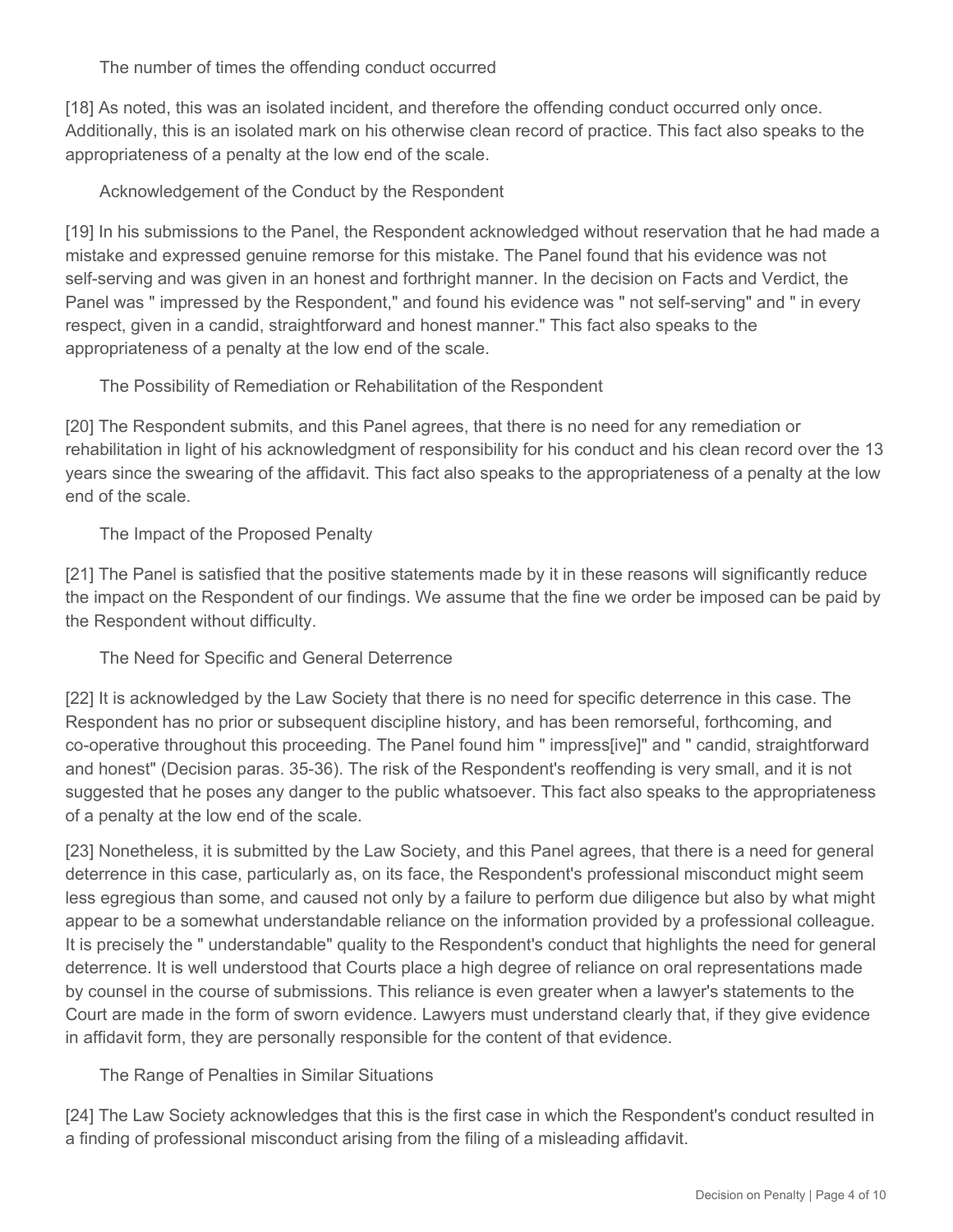### The number of times the offending conduct occurred

[18] As noted, this was an isolated incident, and therefore the offending conduct occurred only once. Additionally, this is an isolated mark on his otherwise clean record of practice. This fact also speaks to the appropriateness of a penalty at the low end of the scale.

### Acknowledgement of the Conduct by the Respondent

[19] In his submissions to the Panel, the Respondent acknowledged without reservation that he had made a mistake and expressed genuine remorse for this mistake. The Panel found that his evidence was not self-serving and was given in an honest and forthright manner. In the decision on Facts and Verdict, the Panel was " impressed by the Respondent," and found his evidence was " not self-serving" and " in every respect, given in a candid, straightforward and honest manner." This fact also speaks to the appropriateness of a penalty at the low end of the scale.

### The Possibility of Remediation or Rehabilitation of the Respondent

[20] The Respondent submits, and this Panel agrees, that there is no need for any remediation or rehabilitation in light of his acknowledgment of responsibility for his conduct and his clean record over the 13 years since the swearing of the affidavit. This fact also speaks to the appropriateness of a penalty at the low end of the scale.

### The Impact of the Proposed Penalty

[21] The Panel is satisfied that the positive statements made by it in these reasons will significantly reduce the impact on the Respondent of our findings. We assume that the fine we order be imposed can be paid by the Respondent without difficulty.

### The Need for Specific and General Deterrence

[22] It is acknowledged by the Law Society that there is no need for specific deterrence in this case. The Respondent has no prior or subsequent discipline history, and has been remorseful, forthcoming, and co-operative throughout this proceeding. The Panel found him " impress[ive]" and " candid, straightforward and honest" (Decision paras. 35-36). The risk of the Respondent's reoffending is very small, and it is not suggested that he poses any danger to the public whatsoever. This fact also speaks to the appropriateness of a penalty at the low end of the scale.

[23] Nonetheless, it is submitted by the Law Society, and this Panel agrees, that there is a need for general deterrence in this case, particularly as, on its face, the Respondent's professional misconduct might seem less egregious than some, and caused not only by a failure to perform due diligence but also by what might appear to be a somewhat understandable reliance on the information provided by a professional colleague. It is precisely the " understandable" quality to the Respondent's conduct that highlights the need for general deterrence. It is well understood that Courts place a high degree of reliance on oral representations made by counsel in the course of submissions. This reliance is even greater when a lawyer's statements to the Court are made in the form of sworn evidence. Lawyers must understand clearly that, if they give evidence in affidavit form, they are personally responsible for the content of that evidence.

### The Range of Penalties in Similar Situations

[24] The Law Society acknowledges that this is the first case in which the Respondent's conduct resulted in a finding of professional misconduct arising from the filing of a misleading affidavit.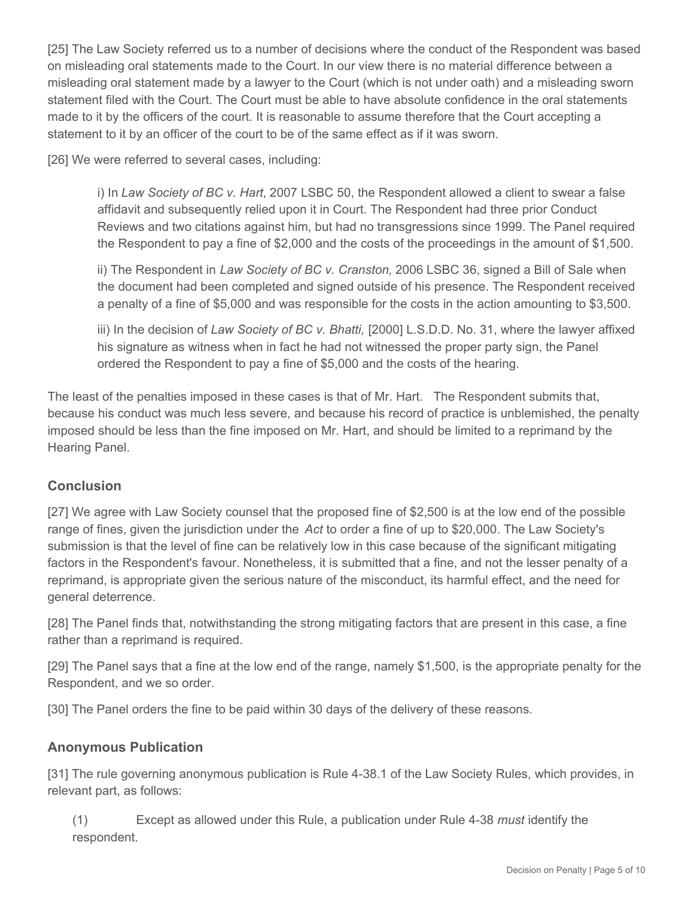[25] The Law Society referred us to a number of decisions where the conduct of the Respondent was based on misleading oral statements made to the Court. In our view there is no material difference between a misleading oral statement made by a lawyer to the Court (which is not under oath) and a misleading sworn statement filed with the Court. The Court must be able to have absolute confidence in the oral statements made to it by the officers of the court. It is reasonable to assume therefore that the Court accepting a statement to it by an officer of the court to be of the same effect as if it was sworn.

[26] We were referred to several cases, including:

> i) In *Law Society of BC v. Hart*, 2007 LSBC 50, the Respondent allowed a client to swear a false affidavit and subsequently relied upon it in Court. The Respondent had three prior Conduct Reviews and two citations against him, but had no transgressions since 1999. The Panel required the Respondent to pay a fine of $2,000 and the costs of the proceedings in the amount of $1,500.
>
> ii) The Respondent in *Law Society of BC v. Cranston,* 2006 LSBC 36, signed a Bill of Sale when the document had been completed and signed outside of his presence. The Respondent received a penalty of a fine of $5,000 and was responsible for the costs in the action amounting to $3,500.
>
> iii) In the decision of *Law Society of BC v. Bhatti,* [2000] L.S.D.D. No. 31, where the lawyer affixed his signature as witness when in fact he had not witnessed the proper party sign, the Panel ordered the Respondent to pay a fine of $5,000 and the costs of the hearing.

The least of the penalties imposed in these cases is that of Mr. Hart. The Respondent submits that, because his conduct was much less severe, and because his record of practice is unblemished, the penalty imposed should be less than the fine imposed on Mr. Hart, and should be limited to a reprimand by the Hearing Panel.

## Conclusion

[27] We agree with Law Society counsel that the proposed fine of $2,500 is at the low end of the possible range of fines, given the jurisdiction under the *Act* to order a fine of up to $20,000. The Law Society's submission is that the level of fine can be relatively low in this case because of the significant mitigating factors in the Respondent's favour. Nonetheless, it is submitted that a fine, and not the lesser penalty of a reprimand, is appropriate given the serious nature of the misconduct, its harmful effect, and the need for general deterrence.

[28] The Panel finds that, notwithstanding the strong mitigating factors that are present in this case, a fine rather than a reprimand is required.

[29] The Panel says that a fine at the low end of the range, namely $1,500, is the appropriate penalty for the Respondent, and we so order.

[30] The Panel orders the fine to be paid within 30 days of the delivery of these reasons.

## Anonymous Publication

[31] The rule governing anonymous publication is Rule 4-38.1 of the Law Society Rules*,* which provides, in relevant part, as follows:

(1) Except as allowed under this Rule, a publication under Rule 4-38 *must* identify the respondent.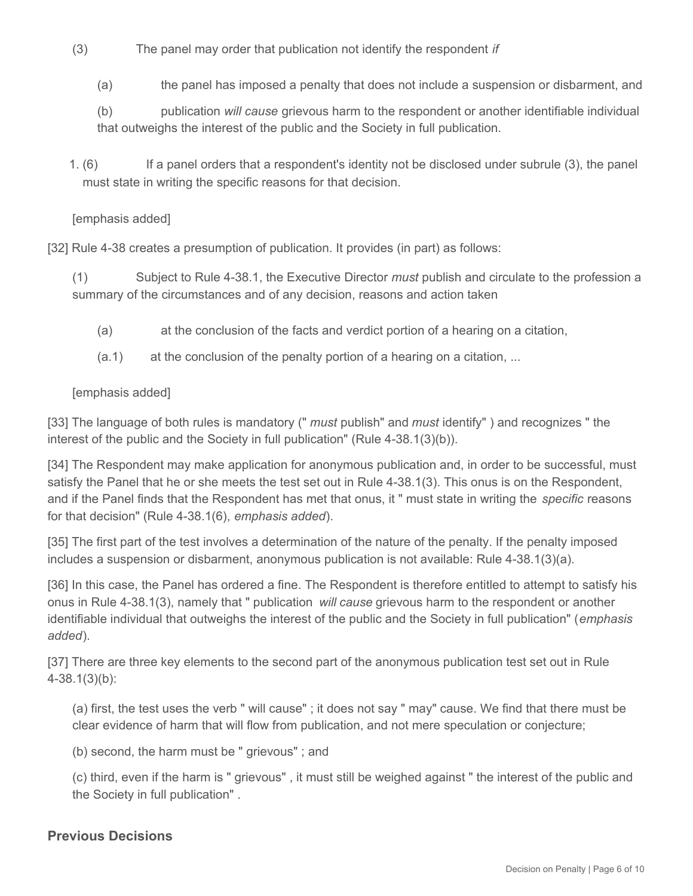> (3) The panel may order that publication not identify the respondent *if*
>
> > (a) the panel has imposed a penalty that does not include a suspension or disbarment, and
> >
> > (b) publication *will cause* grievous harm to the respondent or another identifiable individual that outweighs the interest of the public and the Society in full publication.
>
> 1. (6) If a panel orders that a respondent's identity not be disclosed under subrule (3), the panel must state in writing the specific reasons for that decision.
>
> [emphasis added]

[32] Rule 4-38 creates a presumption of publication. It provides (in part) as follows:

> (1) Subject to Rule 4-38.1, the Executive Director *must* publish and circulate to the profession a summary of the circumstances and of any decision, reasons and action taken
>
> > (a) at the conclusion of the facts and verdict portion of a hearing on a citation,
> >
> > (a.1) at the conclusion of the penalty portion of a hearing on a citation, ...
>
> [emphasis added]

[33] The language of both rules is mandatory (" *must* publish" and *must* identify" ) and recognizes " the interest of the public and the Society in full publication" (Rule 4-38.1(3)(b)).

[34] The Respondent may make application for anonymous publication and, in order to be successful, must satisfy the Panel that he or she meets the test set out in Rule 4-38.1(3). This onus is on the Respondent, and if the Panel finds that the Respondent has met that onus, it " must state in writing the *specific* reasons for that decision" (Rule 4-38.1(6), *emphasis added*).

[35] The first part of the test involves a determination of the nature of the penalty. If the penalty imposed includes a suspension or disbarment, anonymous publication is not available: Rule 4-38.1(3)(a).

[36] In this case, the Panel has ordered a fine. The Respondent is therefore entitled to attempt to satisfy his onus in Rule 4-38.1(3), namely that " publication *will cause* grievous harm to the respondent or another identifiable individual that outweighs the interest of the public and the Society in full publication" (*emphasis added*).

[37] There are three key elements to the second part of the anonymous publication test set out in Rule 4-38.1(3)(b):

> (a) first, the test uses the verb " will cause" ; it does not say " may" cause. We find that there must be clear evidence of harm that will flow from publication, and not mere speculation or conjecture;
>
> (b) second, the harm must be " grievous" ; and
>
> (c) third, even if the harm is " grievous" , it must still be weighed against " the interest of the public and the Society in full publication" .

## Previous Decisions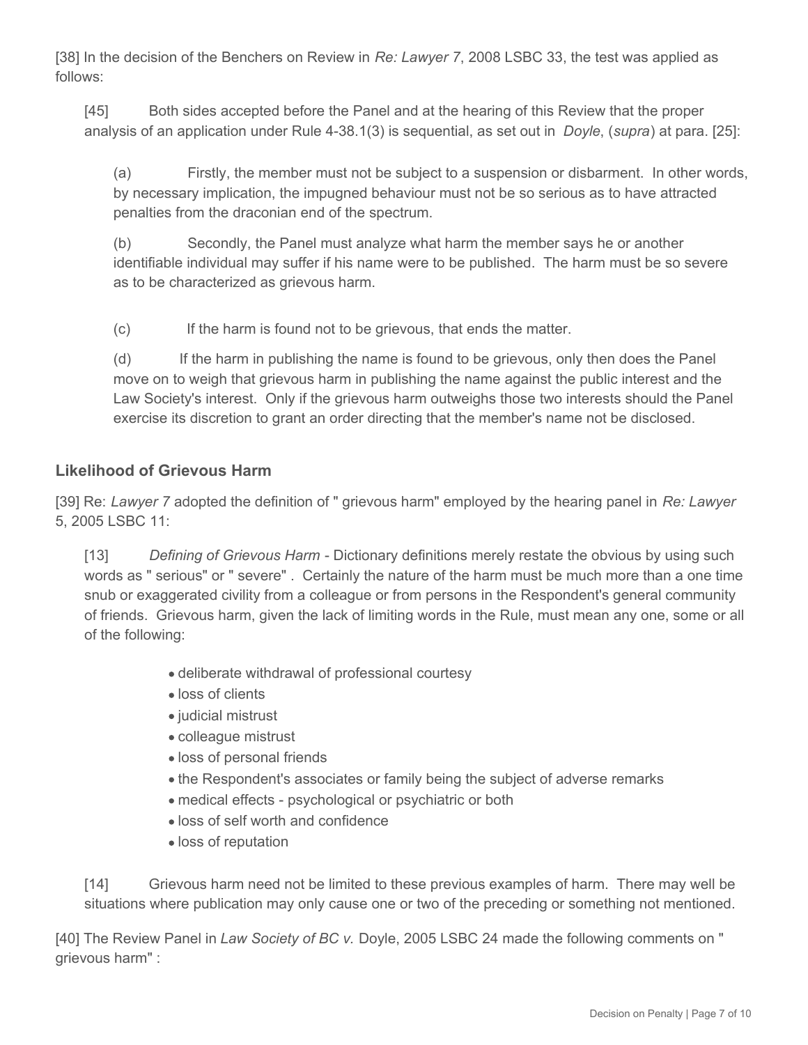[38] In the decision of the Benchers on Review in *Re: Lawyer 7*, 2008 LSBC 33, the test was applied as follows:

> [45] Both sides accepted before the Panel and at the hearing of this Review that the proper analysis of an application under Rule 4-38.1(3) is sequential, as set out in *Doyle*, (*supra*) at para. [25]:
>
> > (a) Firstly, the member must not be subject to a suspension or disbarment. In other words, by necessary implication, the impugned behaviour must not be so serious as to have attracted penalties from the draconian end of the spectrum.
> >
> > (b) Secondly, the Panel must analyze what harm the member says he or another identifiable individual may suffer if his name were to be published. The harm must be so severe as to be characterized as grievous harm.
> >
> > (c) If the harm is found not to be grievous, that ends the matter.
> >
> > (d) If the harm in publishing the name is found to be grievous, only then does the Panel move on to weigh that grievous harm in publishing the name against the public interest and the Law Society's interest. Only if the grievous harm outweighs those two interests should the Panel exercise its discretion to grant an order directing that the member's name not be disclosed.

## Likelihood of Grievous Harm

[39] Re: *Lawyer 7* adopted the definition of " grievous harm" employed by the hearing panel in *Re: Lawyer 5*, 2005 LSBC 11:

> [13] *Defining of Grievous Harm* - Dictionary definitions merely restate the obvious by using such words as " serious" or " severe" . Certainly the nature of the harm must be much more than a one time snub or exaggerated civility from a colleague or from persons in the Respondent's general community of friends. Grievous harm, given the lack of limiting words in the Rule, must mean any one, some or all of the following:
>
> - deliberate withdrawal of professional courtesy
> - loss of clients
> - judicial mistrust
> - colleague mistrust
> - loss of personal friends
> - the Respondent's associates or family being the subject of adverse remarks
> - medical effects - psychological or psychiatric or both
> - loss of self worth and confidence
> - loss of reputation
>
> [14] Grievous harm need not be limited to these previous examples of harm. There may well be situations where publication may only cause one or two of the preceding or something not mentioned.

[40] The Review Panel in *Law Society of BC v.* Doyle, 2005 LSBC 24 made the following comments on " grievous harm" :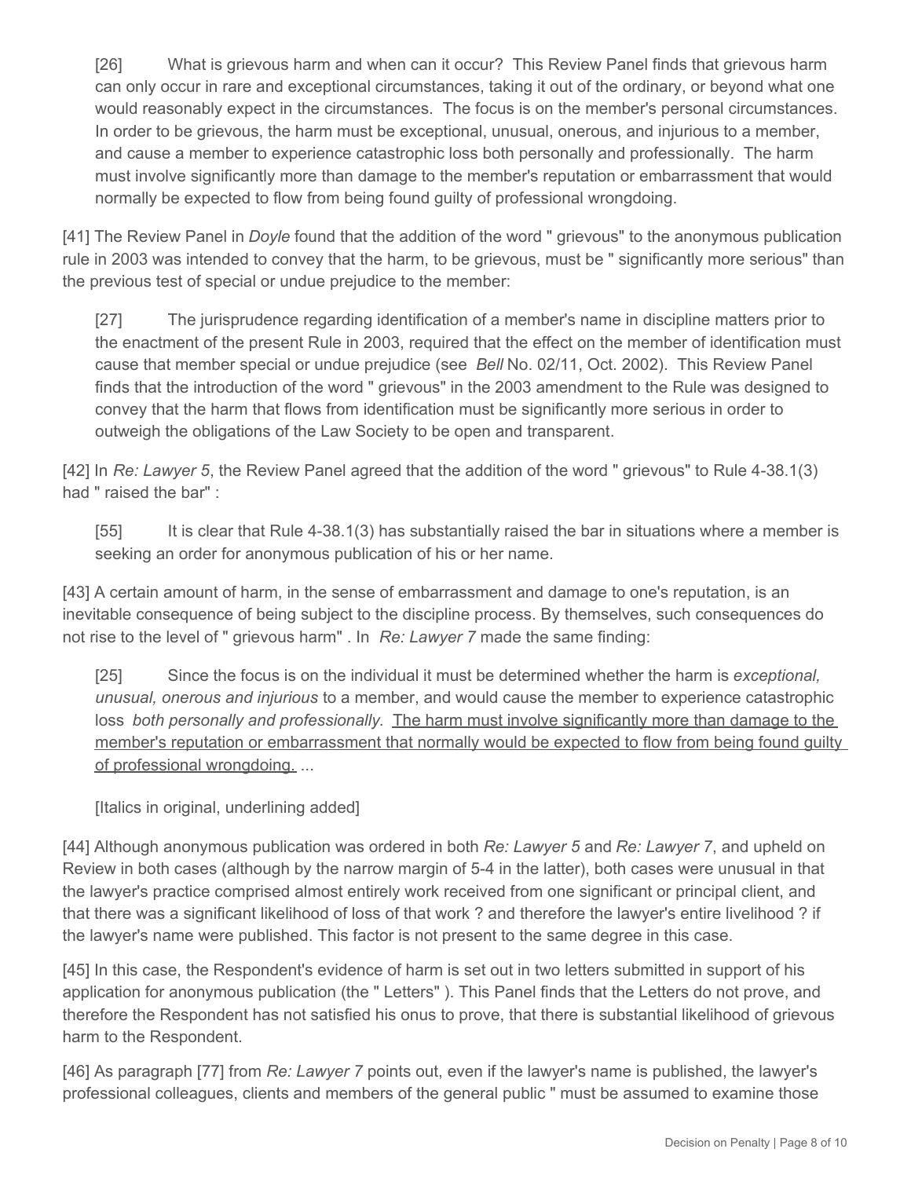> [26] What is grievous harm and when can it occur? This Review Panel finds that grievous harm can only occur in rare and exceptional circumstances, taking it out of the ordinary, or beyond what one would reasonably expect in the circumstances. The focus is on the member's personal circumstances. In order to be grievous, the harm must be exceptional, unusual, onerous, and injurious to a member, and cause a member to experience catastrophic loss both personally and professionally. The harm must involve significantly more than damage to the member's reputation or embarrassment that would normally be expected to flow from being found guilty of professional wrongdoing.

[41] The Review Panel in *Doyle* found that the addition of the word " grievous" to the anonymous publication rule in 2003 was intended to convey that the harm, to be grievous, must be " significantly more serious" than the previous test of special or undue prejudice to the member:

> [27] The jurisprudence regarding identification of a member's name in discipline matters prior to the enactment of the present Rule in 2003, required that the effect on the member of identification must cause that member special or undue prejudice (see *Bell* No. 02/11, Oct. 2002). This Review Panel finds that the introduction of the word " grievous" in the 2003 amendment to the Rule was designed to convey that the harm that flows from identification must be significantly more serious in order to outweigh the obligations of the Law Society to be open and transparent.

[42] In *Re: Lawyer 5*, the Review Panel agreed that the addition of the word " grievous" to Rule 4-38.1(3) had " raised the bar" :

> [55] It is clear that Rule 4-38.1(3) has substantially raised the bar in situations where a member is seeking an order for anonymous publication of his or her name.

[43] A certain amount of harm, in the sense of embarrassment and damage to one's reputation, is an inevitable consequence of being subject to the discipline process. By themselves, such consequences do not rise to the level of " grievous harm" . In *Re: Lawyer 7* made the same finding:

> [25] Since the focus is on the individual it must be determined whether the harm is *exceptional, unusual, onerous and injurious* to a member, and would cause the member to experience catastrophic loss *both personally and professionally*. <u>The harm must involve significantly more than damage to the member's reputation or embarrassment that normally would be expected to flow from being found guilty of professional wrongdoing.</u> ...
>
> [Italics in original, underlining added]

[44] Although anonymous publication was ordered in both *Re: Lawyer 5* and *Re: Lawyer 7*, and upheld on Review in both cases (although by the narrow margin of 5-4 in the latter), both cases were unusual in that the lawyer's practice comprised almost entirely work received from one significant or principal client, and that there was a significant likelihood of loss of that work ? and therefore the lawyer's entire livelihood ? if the lawyer's name were published. This factor is not present to the same degree in this case.

[45] In this case, the Respondent's evidence of harm is set out in two letters submitted in support of his application for anonymous publication (the " Letters" ). This Panel finds that the Letters do not prove, and therefore the Respondent has not satisfied his onus to prove, that there is substantial likelihood of grievous harm to the Respondent.

[46] As paragraph [77] from *Re: Lawyer 7* points out, even if the lawyer's name is published, the lawyer's professional colleagues, clients and members of the general public " must be assumed to examine those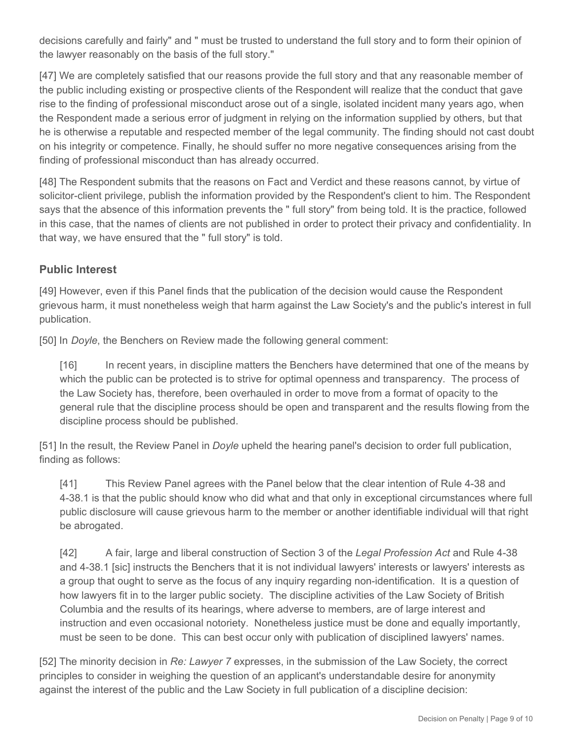decisions carefully and fairly" and " must be trusted to understand the full story and to form their opinion of the lawyer reasonably on the basis of the full story."

[47] We are completely satisfied that our reasons provide the full story and that any reasonable member of the public including existing or prospective clients of the Respondent will realize that the conduct that gave rise to the finding of professional misconduct arose out of a single, isolated incident many years ago, when the Respondent made a serious error of judgment in relying on the information supplied by others, but that he is otherwise a reputable and respected member of the legal community. The finding should not cast doubt on his integrity or competence. Finally, he should suffer no more negative consequences arising from the finding of professional misconduct than has already occurred.

[48] The Respondent submits that the reasons on Fact and Verdict and these reasons cannot, by virtue of solicitor-client privilege, publish the information provided by the Respondent's client to him. The Respondent says that the absence of this information prevents the " full story" from being told. It is the practice, followed in this case, that the names of clients are not published in order to protect their privacy and confidentiality. In that way, we have ensured that the " full story" is told.

## Public Interest

[49] However, even if this Panel finds that the publication of the decision would cause the Respondent grievous harm, it must nonetheless weigh that harm against the Law Society's and the public's interest in full publication.

[50] In *Doyle*, the Benchers on Review made the following general comment:

> [16] In recent years, in discipline matters the Benchers have determined that one of the means by which the public can be protected is to strive for optimal openness and transparency. The process of the Law Society has, therefore, been overhauled in order to move from a format of opacity to the general rule that the discipline process should be open and transparent and the results flowing from the discipline process should be published.

[51] In the result, the Review Panel in *Doyle* upheld the hearing panel's decision to order full publication, finding as follows:

> [41] This Review Panel agrees with the Panel below that the clear intention of Rule 4-38 and 4-38.1 is that the public should know who did what and that only in exceptional circumstances where full public disclosure will cause grievous harm to the member or another identifiable individual will that right be abrogated.
>
> [42] A fair, large and liberal construction of Section 3 of the *Legal Profession Act* and Rule 4-38 and 4-38.1 [sic] instructs the Benchers that it is not individual lawyers' interests or lawyers' interests as a group that ought to serve as the focus of any inquiry regarding non-identification. It is a question of how lawyers fit in to the larger public society. The discipline activities of the Law Society of British Columbia and the results of its hearings, where adverse to members, are of large interest and instruction and even occasional notoriety. Nonetheless justice must be done and equally importantly, must be seen to be done. This can best occur only with publication of disciplined lawyers' names.

[52] The minority decision in *Re: Lawyer 7* expresses, in the submission of the Law Society, the correct principles to consider in weighing the question of an applicant's understandable desire for anonymity against the interest of the public and the Law Society in full publication of a discipline decision: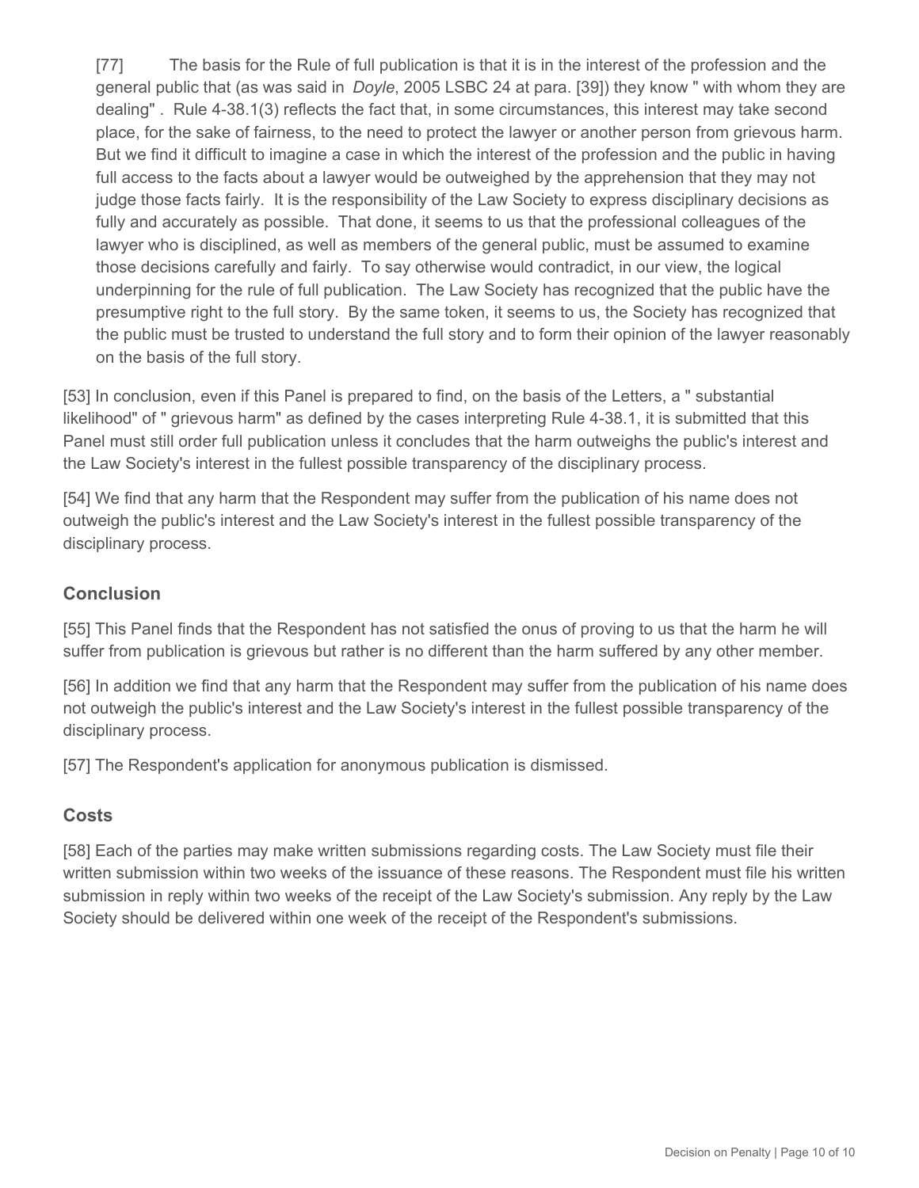> [77] The basis for the Rule of full publication is that it is in the interest of the profession and the general public that (as was said in *Doyle*, 2005 LSBC 24 at para. [39]) they know " with whom they are dealing" . Rule 4-38.1(3) reflects the fact that, in some circumstances, this interest may take second place, for the sake of fairness, to the need to protect the lawyer or another person from grievous harm. But we find it difficult to imagine a case in which the interest of the profession and the public in having full access to the facts about a lawyer would be outweighed by the apprehension that they may not judge those facts fairly. It is the responsibility of the Law Society to express disciplinary decisions as fully and accurately as possible. That done, it seems to us that the professional colleagues of the lawyer who is disciplined, as well as members of the general public, must be assumed to examine those decisions carefully and fairly. To say otherwise would contradict, in our view, the logical underpinning for the rule of full publication. The Law Society has recognized that the public have the presumptive right to the full story. By the same token, it seems to us, the Society has recognized that the public must be trusted to understand the full story and to form their opinion of the lawyer reasonably on the basis of the full story.

[53] In conclusion, even if this Panel is prepared to find, on the basis of the Letters, a " substantial likelihood" of " grievous harm" as defined by the cases interpreting Rule 4-38.1, it is submitted that this Panel must still order full publication unless it concludes that the harm outweighs the public's interest and the Law Society's interest in the fullest possible transparency of the disciplinary process.

[54] We find that any harm that the Respondent may suffer from the publication of his name does not outweigh the public's interest and the Law Society's interest in the fullest possible transparency of the disciplinary process.

## Conclusion

[55] This Panel finds that the Respondent has not satisfied the onus of proving to us that the harm he will suffer from publication is grievous but rather is no different than the harm suffered by any other member.

[56] In addition we find that any harm that the Respondent may suffer from the publication of his name does not outweigh the public's interest and the Law Society's interest in the fullest possible transparency of the disciplinary process.

[57] The Respondent's application for anonymous publication is dismissed.

## Costs

[58] Each of the parties may make written submissions regarding costs. The Law Society must file their written submission within two weeks of the issuance of these reasons. The Respondent must file his written submission in reply within two weeks of the receipt of the Law Society's submission. Any reply by the Law Society should be delivered within one week of the receipt of the Respondent's submissions.